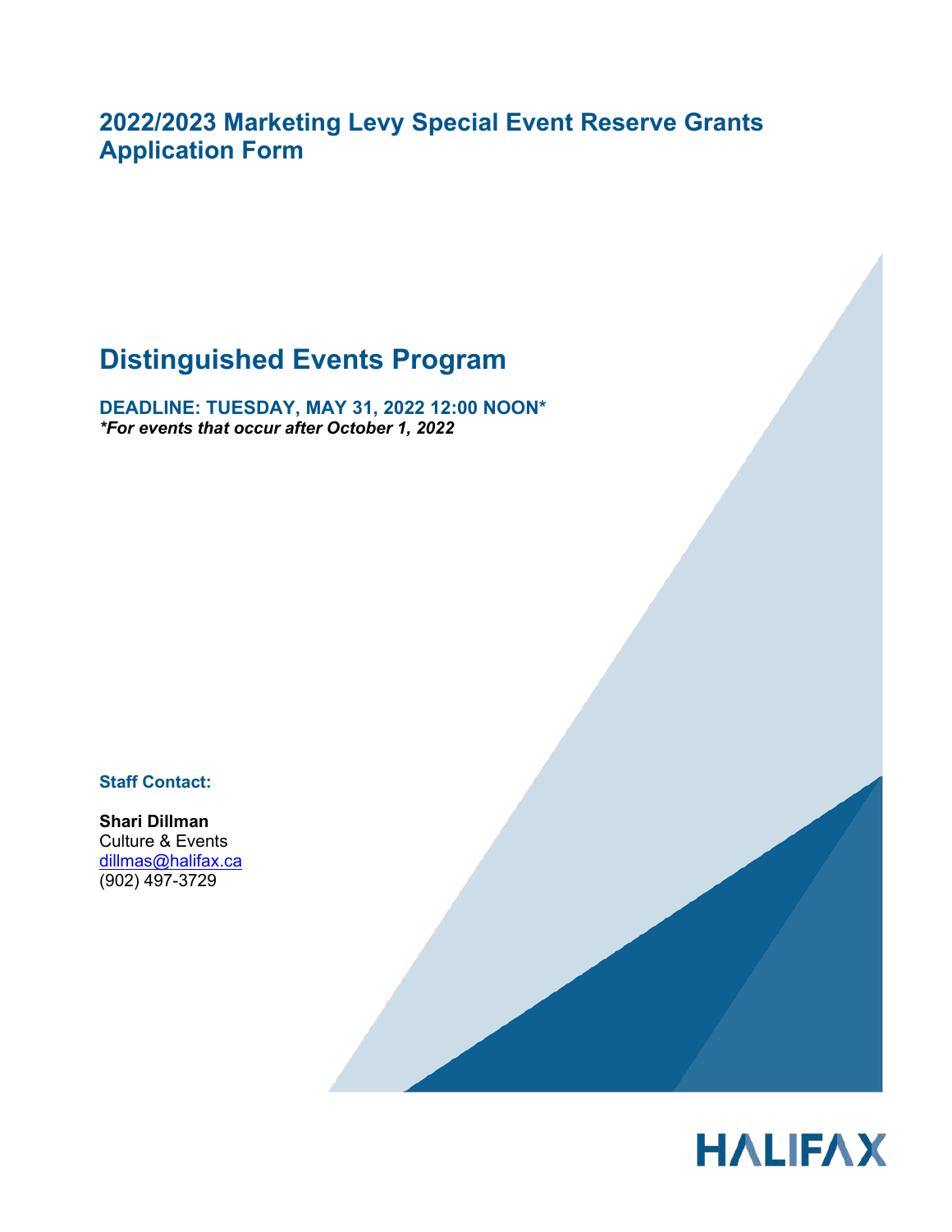# 2022/2023 Marketing Levy Special Event Reserve Grants Application Form

## Distinguished Events Program

**DEADLINE: TUESDAY, MAY 31, 2022 12:00 NOON***
***For events that occur after October 1, 2022***

**Staff Contact:**

**Shari Dillman**
Culture & Events
dillmas@halifax.ca
(902) 497-3729

HALIFAX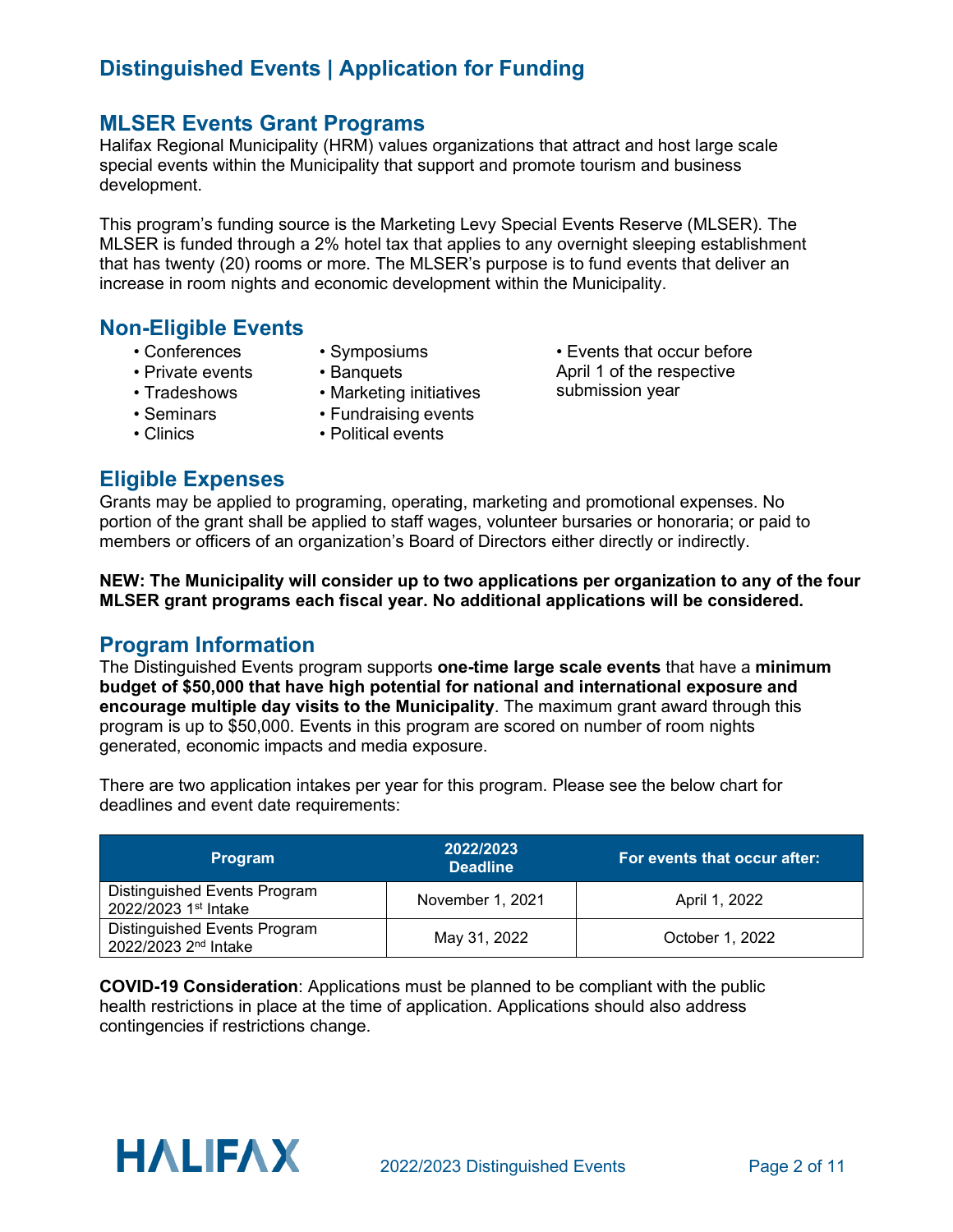# Distinguished Events | Application for Funding

## MLSER Events Grant Programs

Halifax Regional Municipality (HRM) values organizations that attract and host large scale special events within the Municipality that support and promote tourism and business development.

This program's funding source is the Marketing Levy Special Events Reserve (MLSER). The MLSER is funded through a 2% hotel tax that applies to any overnight sleeping establishment that has twenty (20) rooms or more. The MLSER's purpose is to fund events that deliver an increase in room nights and economic development within the Municipality.

## Non-Eligible Events

- Conferences
- Private events
- Tradeshows
- Seminars
- Clinics
- Symposiums
- Banquets
- Marketing initiatives
- Fundraising events
- Political events
- Events that occur before April 1 of the respective submission year

## Eligible Expenses

Grants may be applied to programing, operating, marketing and promotional expenses. No portion of the grant shall be applied to staff wages, volunteer bursaries or honoraria; or paid to members or officers of an organization's Board of Directors either directly or indirectly.

**NEW: The Municipality will consider up to two applications per organization to any of the four MLSER grant programs each fiscal year. No additional applications will be considered.**

## Program Information

The Distinguished Events program supports **one-time large scale events** that have a **minimum budget of $50,000 that have high potential for national and international exposure and encourage multiple day visits to the Municipality**. The maximum grant award through this program is up to $50,000. Events in this program are scored on number of room nights generated, economic impacts and media exposure.

There are two application intakes per year for this program. Please see the below chart for deadlines and event date requirements:

| Program | 2022/2023 Deadline | For events that occur after: |
|---|---|---|
| Distinguished Events Program 2022/2023 1st Intake | November 1, 2021 | April 1, 2022 |
| Distinguished Events Program 2022/2023 2nd Intake | May 31, 2022 | October 1, 2022 |

**COVID-19 Consideration**: Applications must be planned to be compliant with the public health restrictions in place at the time of application. Applications should also address contingencies if restrictions change.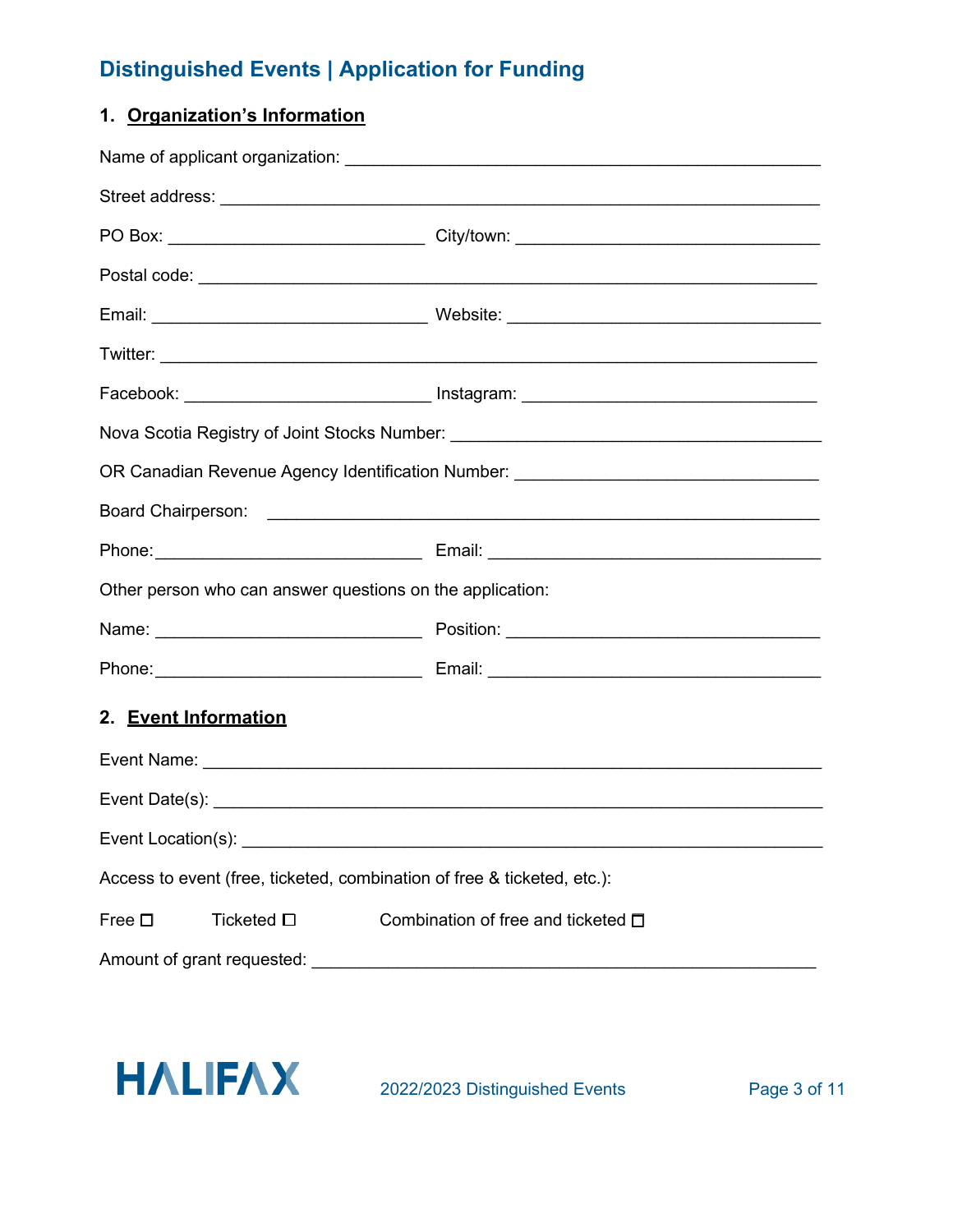## Distinguished Events | Application for Funding

### 1. Organization's Information

Name of applicant organization: ___________________________________________

Street address: ___________________________________________________________

PO Box: _________________________ City/town: ____________________________

Postal code: _______________________________________________________________

Email: ___________________________ Website: ______________________________

Twitter: ___________________________________________________________________

Facebook: _________________________ Instagram: ____________________________

Nova Scotia Registry of Joint Stocks Number: _____________________________

OR Canadian Revenue Agency Identification Number: ______________________

Board Chairperson: ________________________________________________________

Phone: ___________________________ Email: ________________________________

Other person who can answer questions on the application:

Name: ____________________________ Position: _____________________________

Phone: ___________________________ Email: ________________________________

### 2. Event Information

Event Name: _______________________________________________________________

Event Date(s): ____________________________________________________________

Event Location(s): ________________________________________________________

Access to event (free, ticketed, combination of free & ticketed, etc.):

Free ☐ Ticketed ☐ Combination of free and ticketed ☐

Amount of grant requested: ________________________________________________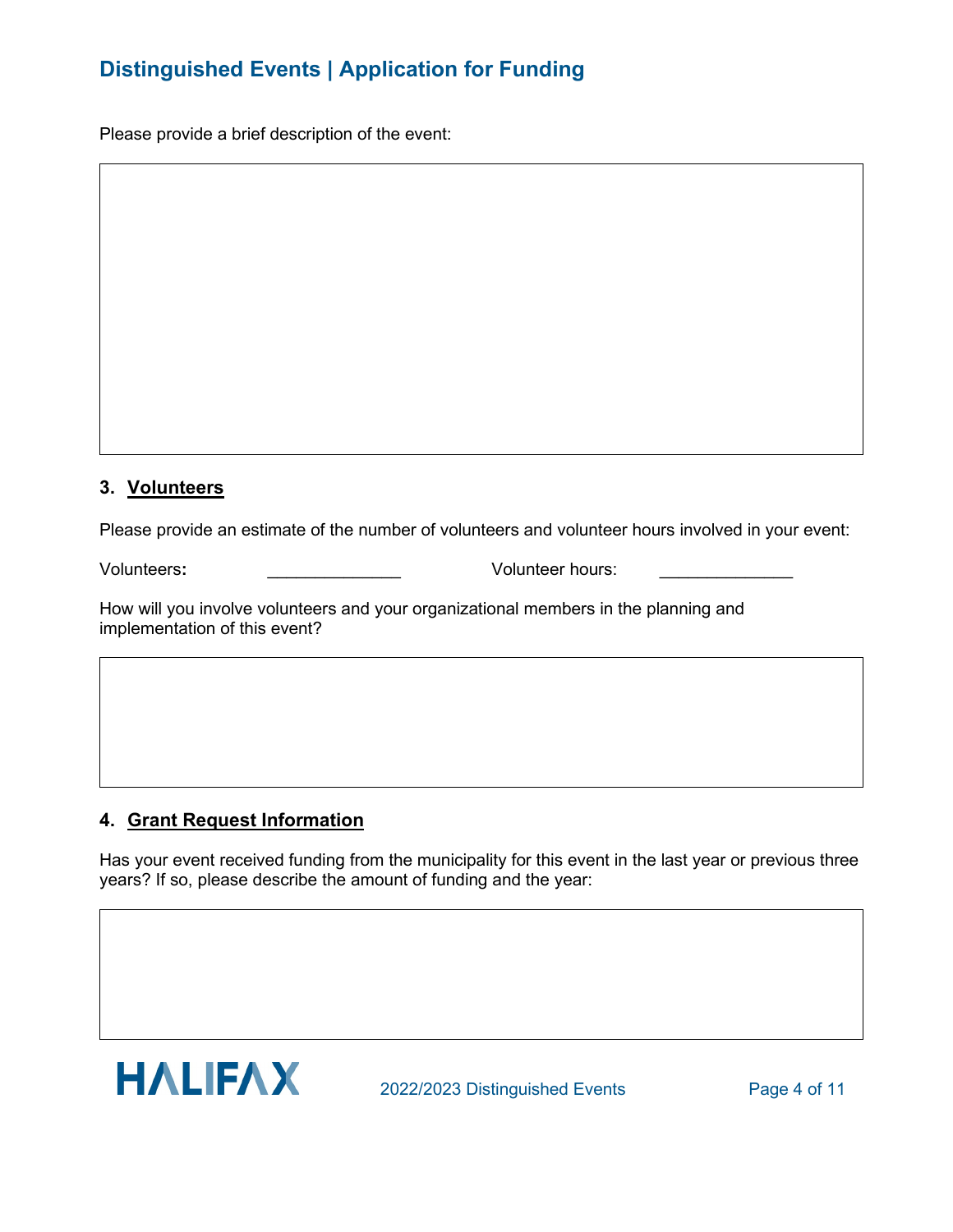Please provide a brief description of the event:

## 3. Volunteers

Please provide an estimate of the number of volunteers and volunteer hours involved in your event:

**Volunteers:** ______________ Volunteer hours: ______________

How will you involve volunteers and your organizational members in the planning and implementation of this event?

## 4. Grant Request Information

Has your event received funding from the municipality for this event in the last year or previous three years? If so, please describe the amount of funding and the year: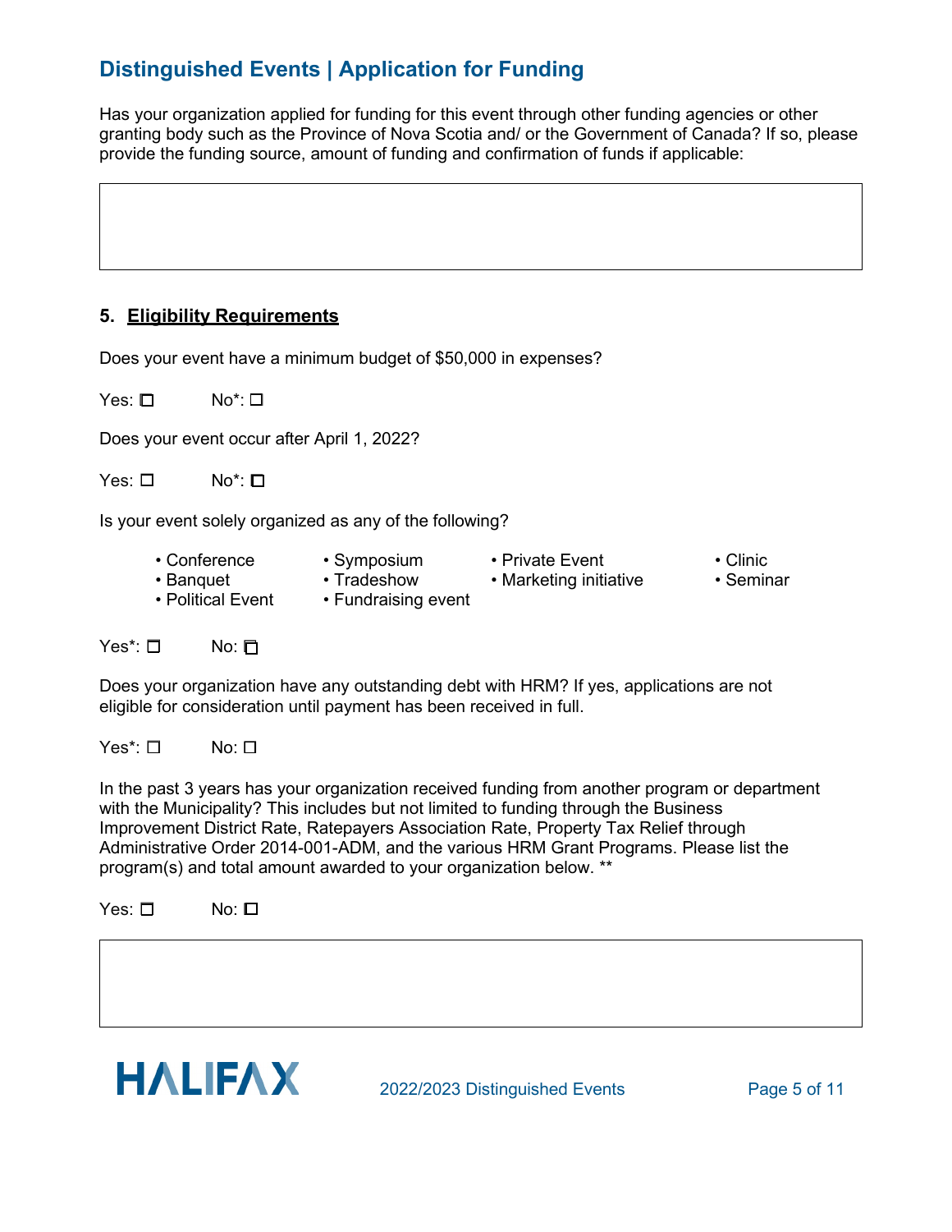## Distinguished Events | Application for Funding

Has your organization applied for funding for this event through other funding agencies or other granting body such as the Province of Nova Scotia and/ or the Government of Canada? If so, please provide the funding source, amount of funding and confirmation of funds if applicable:

|  |
|---|
|  |

### 5. Eligibility Requirements

Does your event have a minimum budget of $50,000 in expenses?

Yes: ☐ No*: ☐

Does your event occur after April 1, 2022?

Yes: ☐ No*: ☐

Is your event solely organized as any of the following?

- Conference
- Banquet
- Political Event
- Symposium
- Tradeshow
- Fundraising event
- Private Event
- Marketing initiative
- Clinic
- Seminar

Yes*: ☐ No: ☐

Does your organization have any outstanding debt with HRM? If yes, applications are not eligible for consideration until payment has been received in full.

Yes*: ☐ No: ☐

In the past 3 years has your organization received funding from another program or department with the Municipality? This includes but not limited to funding through the Business Improvement District Rate, Ratepayers Association Rate, Property Tax Relief through Administrative Order 2014-001-ADM, and the various HRM Grant Programs. Please list the program(s) and total amount awarded to your organization below. **

Yes: ☐ No: ☐

|  |
|---|
|  |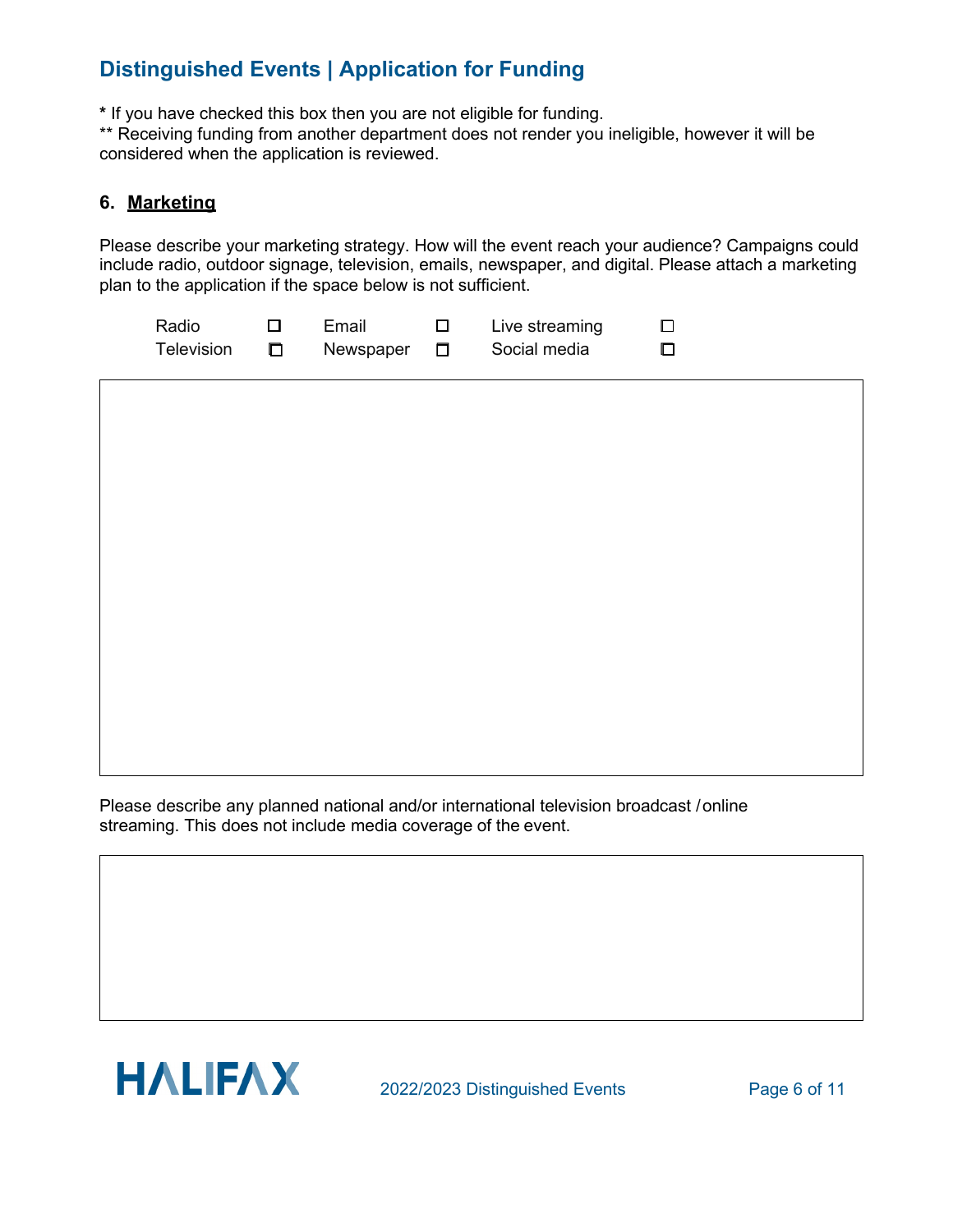## Distinguished Events | Application for Funding

**\*** If you have checked this box then you are not eligible for funding.
** Receiving funding from another department does not render you ineligible, however it will be considered when the application is reviewed.

### 6. Marketing

Please describe your marketing strategy. How will the event reach your audience? Campaigns could include radio, outdoor signage, television, emails, newspaper, and digital. Please attach a marketing plan to the application if the space below is not sufficient.

| Radio | ☐ | Email | ☐ | Live streaming | ☐ |
|---|---|---|---|---|---|
| Television | ☐ | Newspaper | ☐ | Social media | ☐ |

Please describe any planned national and/or international television broadcast / online streaming. This does not include media coverage of the event.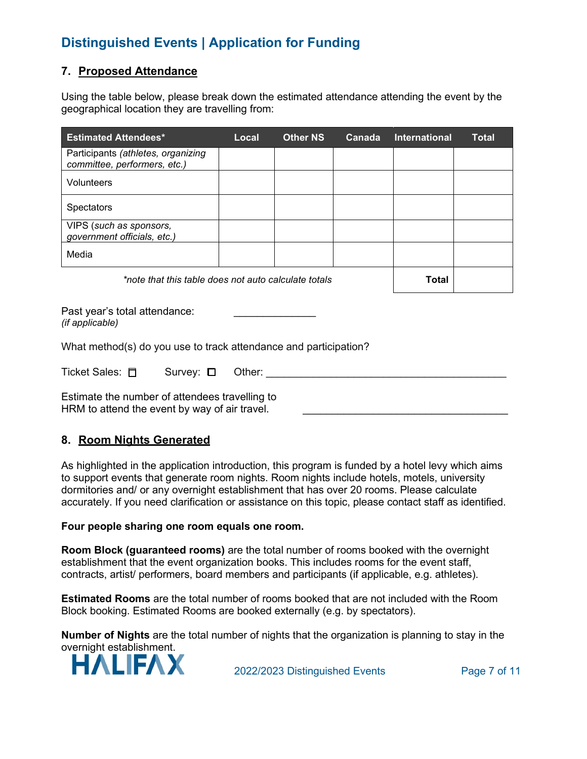## 7. Proposed Attendance

Using the table below, please break down the estimated attendance attending the event by the geographical location they are travelling from:

| Estimated Attendees* | Local | Other NS | Canada | International | Total |
|---|---|---|---|---|---|
| Participants *(athletes, organizing committee, performers, etc.)* | | | | | |
| Volunteers | | | | | |
| Spectators | | | | | |
| VIPS (*such as sponsors, government officials, etc.)* | | | | | |
| Media | | | | | |
| *\*note that this table does not auto calculate totals* | | | | **Total** | |

Past year's total attendance: ______________
*(if applicable)*

What method(s) do you use to track attendance and participation?

Ticket Sales: ☐ Survey: ☐ Other: ________________________________________

Estimate the number of attendees travelling to HRM to attend the event by way of air travel. ________________________________

## 8. Room Nights Generated

As highlighted in the application introduction, this program is funded by a hotel levy which aims to support events that generate room nights. Room nights include hotels, motels, university dormitories and/ or any overnight establishment that has over 20 rooms. Please calculate accurately. If you need clarification or assistance on this topic, please contact staff as identified.

**Four people sharing one room equals one room.**

**Room Block (guaranteed rooms)** are the total number of rooms booked with the overnight establishment that the event organization books. This includes rooms for the event staff, contracts, artist/ performers, board members and participants (if applicable, e.g. athletes).

**Estimated Rooms** are the total number of rooms booked that are not included with the Room Block booking. Estimated Rooms are booked externally (e.g. by spectators).

**Number of Nights** are the total number of nights that the organization is planning to stay in the overnight establishment.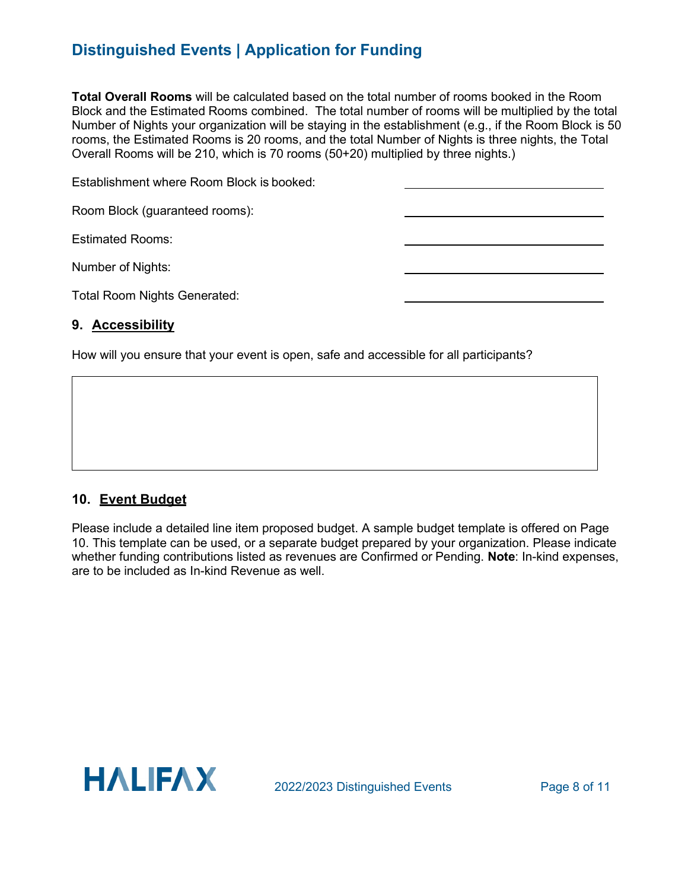**Total Overall Rooms** will be calculated based on the total number of rooms booked in the Room Block and the Estimated Rooms combined. The total number of rooms will be multiplied by the total Number of Nights your organization will be staying in the establishment (e.g., if the Room Block is 50 rooms, the Estimated Rooms is 20 rooms, and the total Number of Nights is three nights, the Total Overall Rooms will be 210, which is 70 rooms (50+20) multiplied by three nights.)

Establishment where Room Block is booked: ____________________

Room Block (guaranteed rooms): ____________________

Estimated Rooms: ____________________

Number of Nights: ____________________

Total Room Nights Generated: ____________________

## 9. Accessibility

How will you ensure that your event is open, safe and accessible for all participants?

| |
|---|
| |

## 10. Event Budget

Please include a detailed line item proposed budget. A sample budget template is offered on Page 10. This template can be used, or a separate budget prepared by your organization. Please indicate whether funding contributions listed as revenues are Confirmed or Pending. **Note**: In-kind expenses, are to be included as In-kind Revenue as well.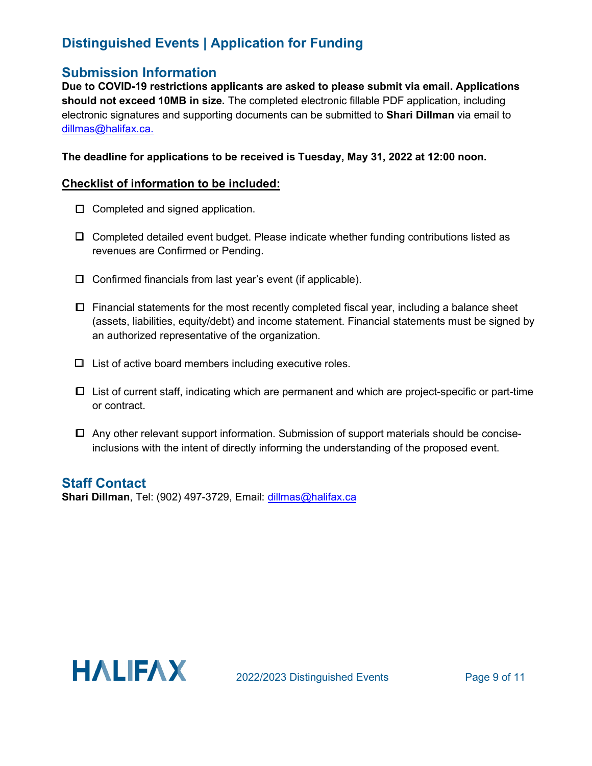# Distinguished Events | Application for Funding

## Submission Information

**Due to COVID-19 restrictions applicants are asked to please submit via email. Applications should not exceed 10MB in size.** The completed electronic fillable PDF application, including electronic signatures and supporting documents can be submitted to **Shari Dillman** via email to dillmas@halifax.ca.

**The deadline for applications to be received is Tuesday, May 31, 2022 at 12:00 noon.**

**Checklist of information to be included:**

- ☐ Completed and signed application.
- ☐ Completed detailed event budget. Please indicate whether funding contributions listed as revenues are Confirmed or Pending.
- ☐ Confirmed financials from last year's event (if applicable).
- ☐ Financial statements for the most recently completed fiscal year, including a balance sheet (assets, liabilities, equity/debt) and income statement. Financial statements must be signed by an authorized representative of the organization.
- ☐ List of active board members including executive roles.
- ☐ List of current staff, indicating which are permanent and which are project-specific or part-time or contract.
- ☐ Any other relevant support information. Submission of support materials should be concise-inclusions with the intent of directly informing the understanding of the proposed event.

## Staff Contact

**Shari Dillman**, Tel: (902) 497-3729, Email: dillmas@halifax.ca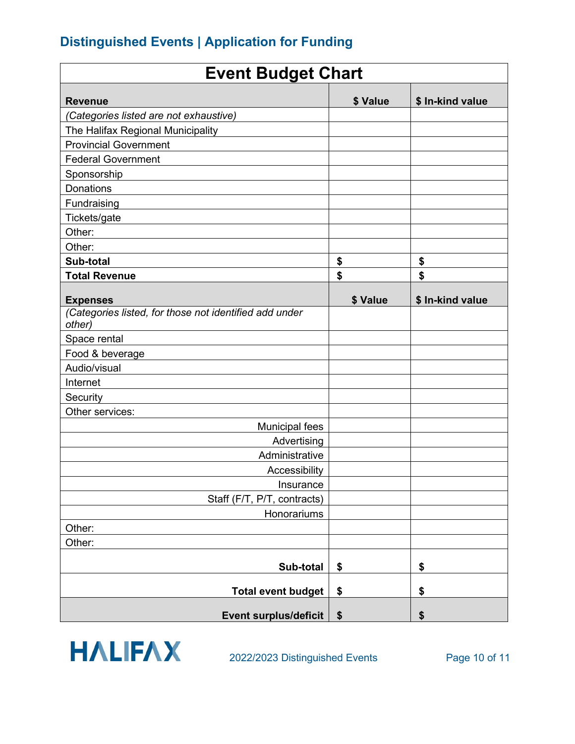## Event Budget Chart

| **Revenue** | **$ Value** | **$ In-kind value** |
|---|---|---|
| *(Categories listed are not exhaustive)* | | |
| The Halifax Regional Municipality | | |
| Provincial Government | | |
| Federal Government | | |
| Sponsorship | | |
| Donations | | |
| Fundraising | | |
| Tickets/gate | | |
| Other: | | |
| Other: | | |
| **Sub-total** | **$** | **$** |
| **Total Revenue** | **$** | **$** |
| **Expenses** | **$ Value** | **$ In-kind value** |
| *(Categories listed, for those not identified add under other)* | | |
| Space rental | | |
| Food & beverage | | |
| Audio/visual | | |
| Internet | | |
| Security | | |
| Other services: | | |
| Municipal fees | | |
| Advertising | | |
| Administrative | | |
| Accessibility | | |
| Insurance | | |
| Staff (F/T, P/T, contracts) | | |
| Honorariums | | |
| Other: | | |
| Other: | | |
| **Sub-total** | **$** | **$** |
| **Total event budget** | **$** | **$** |
| **Event surplus/deficit** | **$** | **$** |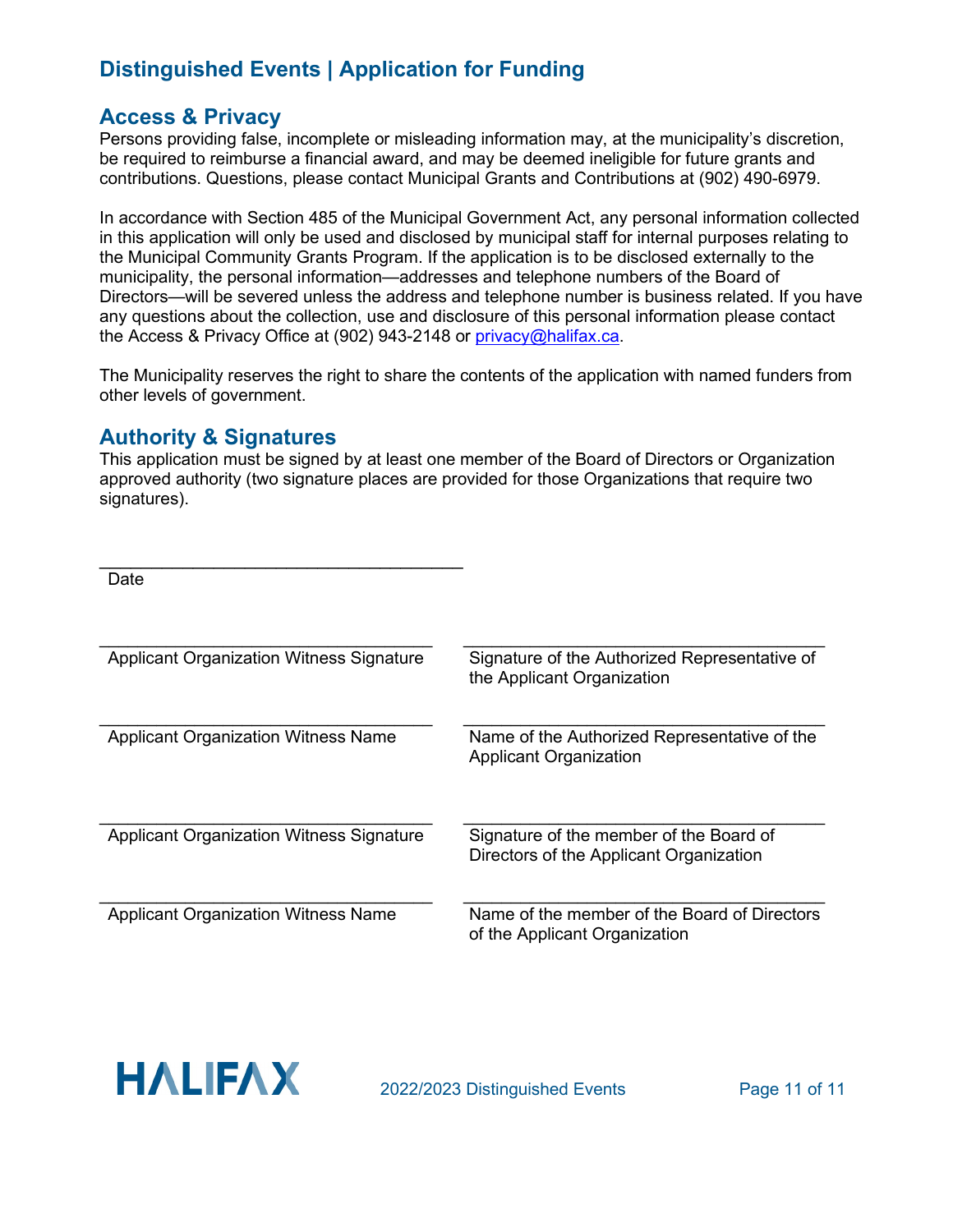## Distinguished Events | Application for Funding

### Access & Privacy

Persons providing false, incomplete or misleading information may, at the municipality's discretion, be required to reimburse a financial award, and may be deemed ineligible for future grants and contributions. Questions, please contact Municipal Grants and Contributions at (902) 490-6979.

In accordance with Section 485 of the Municipal Government Act, any personal information collected in this application will only be used and disclosed by municipal staff for internal purposes relating to the Municipal Community Grants Program. If the application is to be disclosed externally to the municipality, the personal information—addresses and telephone numbers of the Board of Directors—will be severed unless the address and telephone number is business related. If you have any questions about the collection, use and disclosure of this personal information please contact the Access & Privacy Office at (902) 943-2148 or privacy@halifax.ca.

The Municipality reserves the right to share the contents of the application with named funders from other levels of government.

### Authority & Signatures

This application must be signed by at least one member of the Board of Directors or Organization approved authority (two signature places are provided for those Organizations that require two signatures).

_______________________________________
Date

| | |
|---|---|
| _______________________________ | _______________________________ |
| Applicant Organization Witness Signature | Signature of the Authorized Representative of the Applicant Organization |
| _______________________________ | _______________________________ |
| Applicant Organization Witness Name | Name of the Authorized Representative of the Applicant Organization |
| _______________________________ | _______________________________ |
| Applicant Organization Witness Signature | Signature of the member of the Board of Directors of the Applicant Organization |
| _______________________________ | _______________________________ |
| Applicant Organization Witness Name | Name of the member of the Board of Directors of the Applicant Organization |